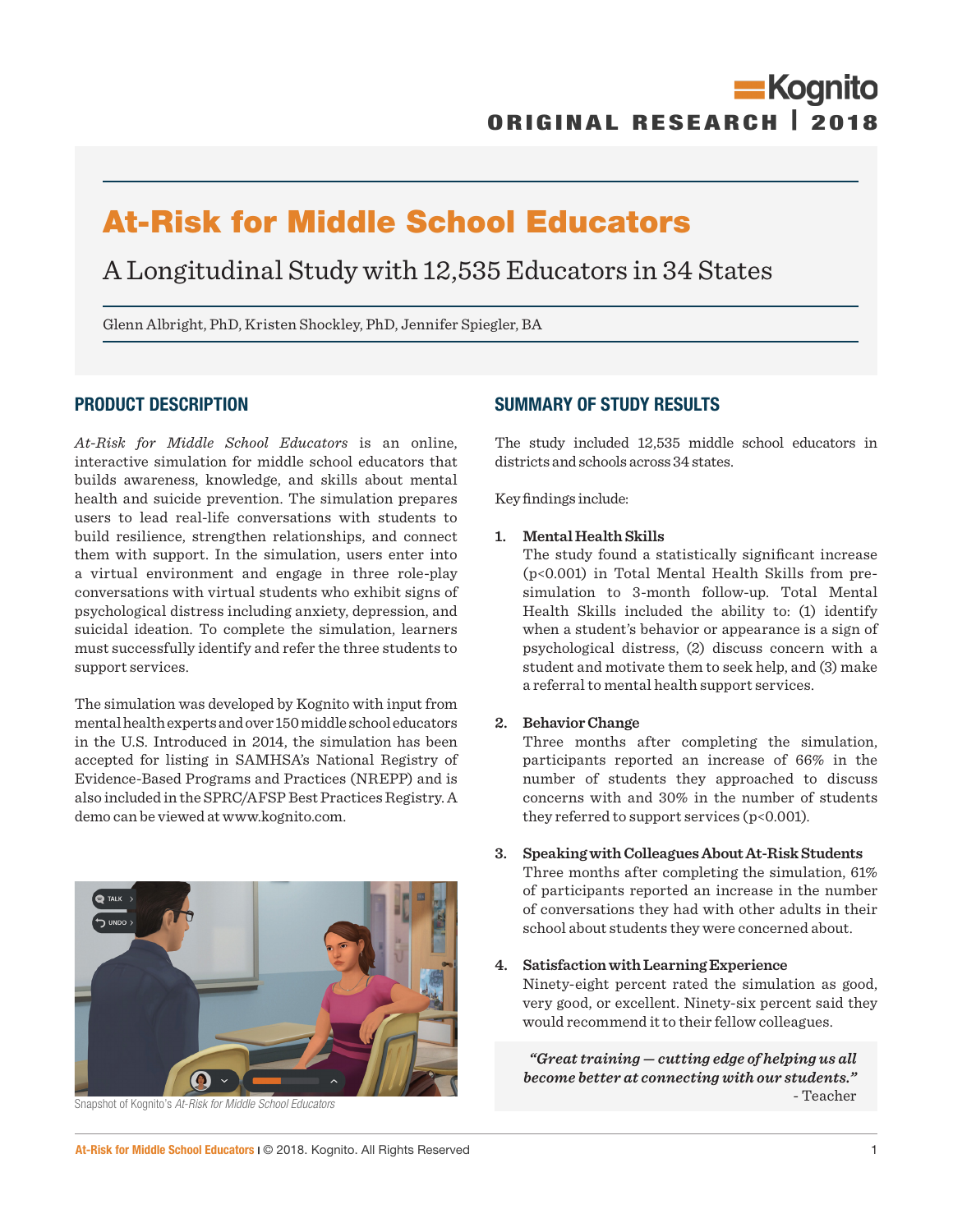Kognito

ORIGINAL RESEARCH | 2018

# At-Risk for Middle School Educators

## A Longitudinal Study with 12,535 Educators in 34 States

Glenn Albright, PhD, Kristen Shockley, PhD, Jennifer Spiegler, BA

## PRODUCT DESCRIPTION

*At-Risk for Middle School Educators* is an online, interactive simulation for middle school educators that builds awareness, knowledge, and skills about mental health and suicide prevention. The simulation prepares users to lead real-life conversations with students to build resilience, strengthen relationships, and connect them with support. In the simulation, users enter into a virtual environment and engage in three role-play conversations with virtual students who exhibit signs of psychological distress including anxiety, depression, and suicidal ideation. To complete the simulation, learners must successfully identify and refer the three students to support services.

The simulation was developed by Kognito with input from mental health experts and over 150 middle school educators in the U.S. Introduced in 2014, the simulation has been accepted for listing in SAMHSA's National Registry of Evidence-Based Programs and Practices (NREPP) and is also included in the SPRC/AFSP Best Practices Registry. A demo can be viewed at www.kognito.com.

Snapshot of Kognito's *At-Risk for Middle School Educators*

## SUMMARY OF STUDY RESULTS

The study included 12,535 middle school educators in districts and schools across 34 states.

Key findings include:

1. **Mental Health Skills**
   The study found a statistically significant increase ($p<0.001$) in Total Mental Health Skills from pre-simulation to 3-month follow-up. Total Mental Health Skills included the ability to: (1) identify when a student's behavior or appearance is a sign of psychological distress, (2) discuss concern with a student and motivate them to seek help, and (3) make a referral to mental health support services.

2. **Behavior Change**
   Three months after completing the simulation, participants reported an increase of 66% in the number of students they approached to discuss concerns with and 30% in the number of students they referred to support services ($p<0.001$).

3. **Speaking with Colleagues About At-Risk Students**
   Three months after completing the simulation, 61% of participants reported an increase in the number of conversations they had with other adults in their school about students they were concerned about.

4. **Satisfaction with Learning Experience**
   Ninety-eight percent rated the simulation as good, very good, or excellent. Ninety-six percent said they would recommend it to their fellow colleagues.

> ***"Great training — cutting edge of helping us all become better at connecting with our students."***
> \- Teacher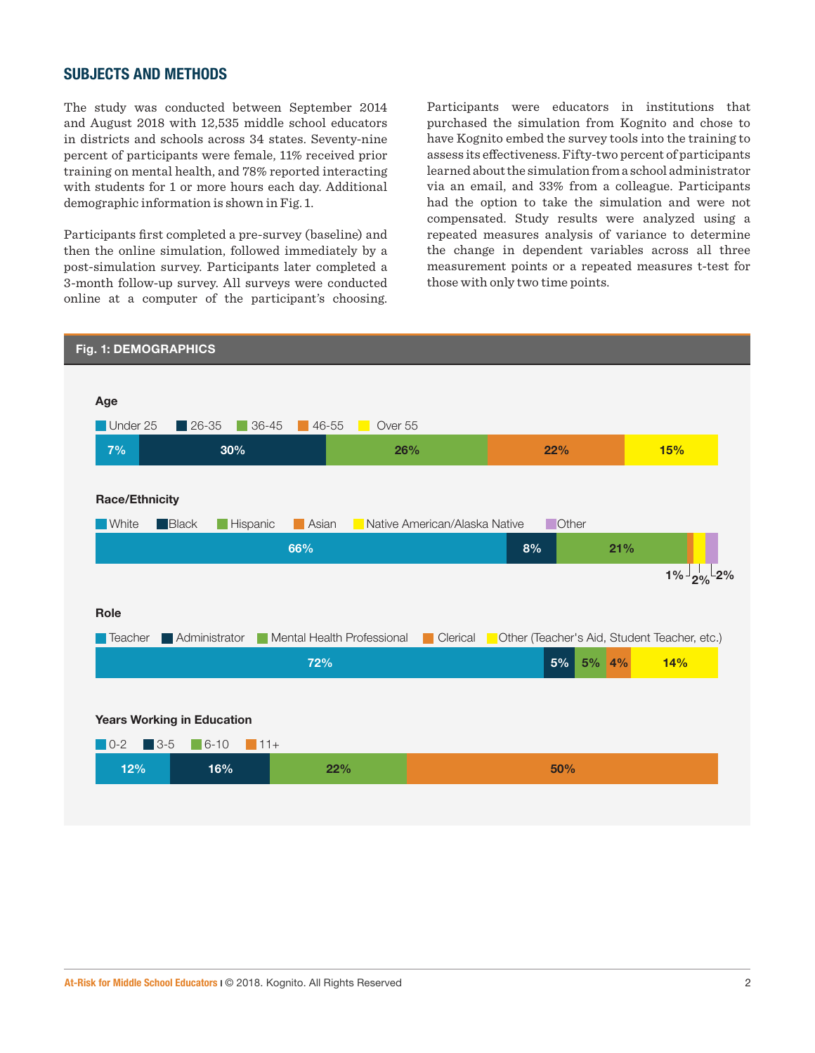## SUBJECTS AND METHODS

The study was conducted between September 2014 and August 2018 with 12,535 middle school educators in districts and schools across 34 states. Seventy-nine percent of participants were female, 11% received prior training on mental health, and 78% reported interacting with students for 1 or more hours each day. Additional demographic information is shown in Fig. 1.

Participants first completed a pre-survey (baseline) and then the online simulation, followed immediately by a post-simulation survey. Participants later completed a 3-month follow-up survey. All surveys were conducted online at a computer of the participant's choosing. Participants were educators in institutions that purchased the simulation from Kognito and chose to have Kognito embed the survey tools into the training to assess its effectiveness. Fifty-two percent of participants learned about the simulation from a school administrator via an email, and 33% from a colleague. Participants had the option to take the simulation and were not compensated. Study results were analyzed using a repeated measures analysis of variance to determine the change in dependent variables across all three measurement points or a repeated measures t-test for those with only two time points.

### Fig. 1: DEMOGRAPHICS

**Age**

| Under 25 | 26-35 | 36-45 | 46-55 | Over 55 |
|---|---|---|---|---|
| 7% | 30% | 26% | 22% | 15% |

**Race/Ethnicity**

| White | Black | Hispanic | Asian | Native American/Alaska Native | Other |
|---|---|---|---|---|---|
| 66% | 8% | 21% | 1% | 2% | 2% |

**Role**

| Teacher | Administrator | Mental Health Professional | Clerical | Other (Teacher's Aid, Student Teacher, etc.) |
|---|---|---|---|---|
| 72% | 5% | 5% | 4% | 14% |

**Years Working in Education**

| 0-2 | 3-5 | 6-10 | 11+ |
|---|---|---|---|
| 12% | 16% | 22% | 50% |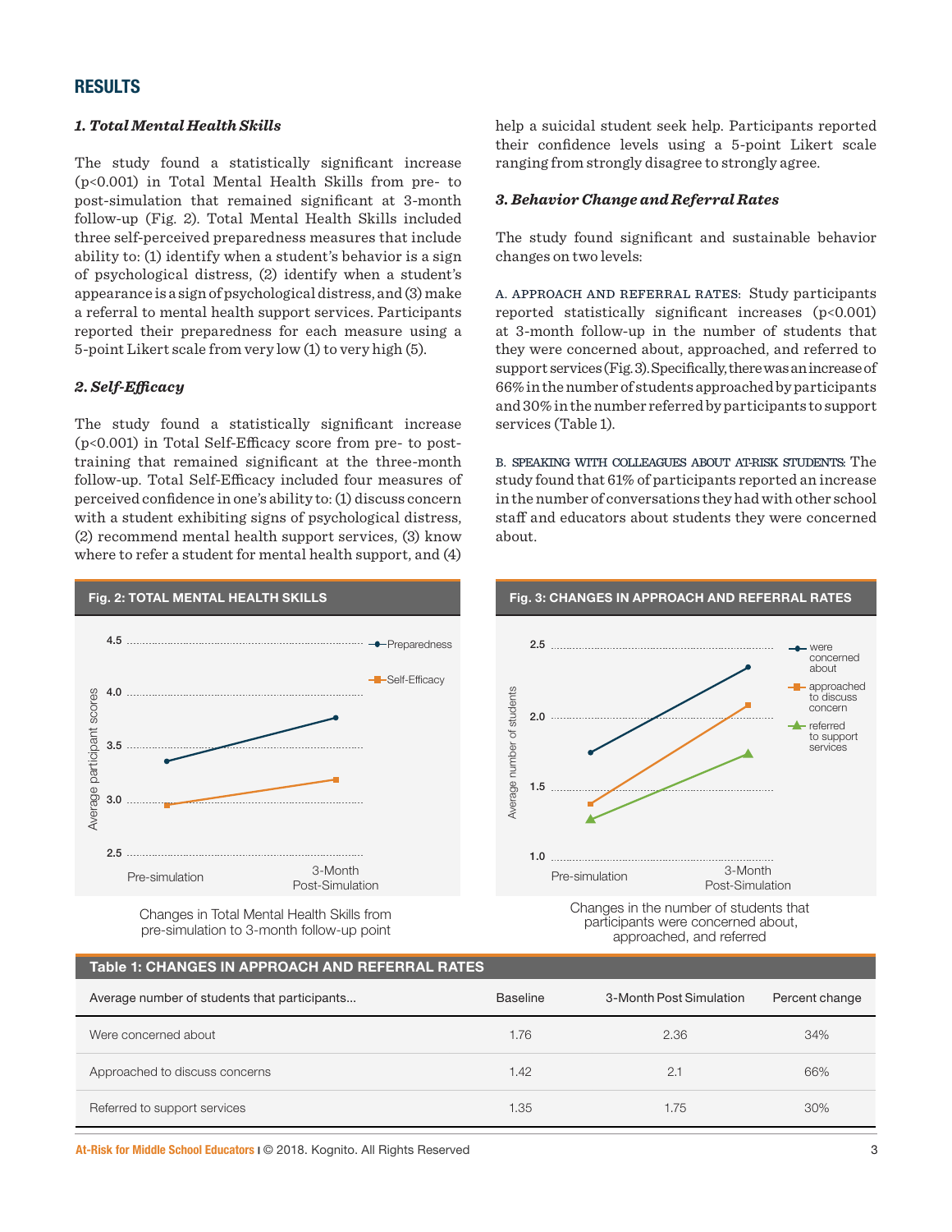## RESULTS

### *1. Total Mental Health Skills*

The study found a statistically significant increase ($p<0.001$) in Total Mental Health Skills from pre- to post-simulation that remained significant at 3-month follow-up (Fig. 2). Total Mental Health Skills included three self-perceived preparedness measures that include ability to: (1) identify when a student's behavior is a sign of psychological distress, (2) identify when a student's appearance is a sign of psychological distress, and (3) make a referral to mental health support services. Participants reported their preparedness for each measure using a 5-point Likert scale from very low (1) to very high (5).

### *2. Self-Efficacy*

The study found a statistically significant increase ($p<0.001$) in Total Self-Efficacy score from pre- to post-training that remained significant at the three-month follow-up. Total Self-Efficacy included four measures of perceived confidence in one's ability to: (1) discuss concern with a student exhibiting signs of psychological distress, (2) recommend mental health support services, (3) know where to refer a student for mental health support, and (4) help a suicidal student seek help. Participants reported their confidence levels using a 5-point Likert scale ranging from strongly disagree to strongly agree.

### *3. Behavior Change and Referral Rates*

The study found significant and sustainable behavior changes on two levels:

A. APPROACH AND REFERRAL RATES: Study participants reported statistically significant increases ($p<0.001$) at 3-month follow-up in the number of students that they were concerned about, approached, and referred to support services (Fig. 3). Specifically, there was an increase of 66% in the number of students approached by participants and 30% in the number referred by participants to support services (Table 1).

B. SPEAKING WITH COLLEAGUES ABOUT AT-RISK STUDENTS: The study found that 61% of participants reported an increase in the number of conversations they had with other school staff and educators about students they were concerned about.

**Fig. 2: TOTAL MENTAL HEALTH SKILLS**

Changes in Total Mental Health Skills from pre-simulation to 3-month follow-up point

**Fig. 3: CHANGES IN APPROACH AND REFERRAL RATES**

Changes in the number of students that participants were concerned about, approached, and referred

**Table 1: CHANGES IN APPROACH AND REFERRAL RATES**

| Average number of students that participants... | Baseline | 3-Month Post Simulation | Percent change |
|---|---|---|---|
| Were concerned about | 1.76 | 2.36 | 34% |
| Approached to discuss concerns | 1.42 | 2.1 | 66% |
| Referred to support services | 1.35 | 1.75 | 30% |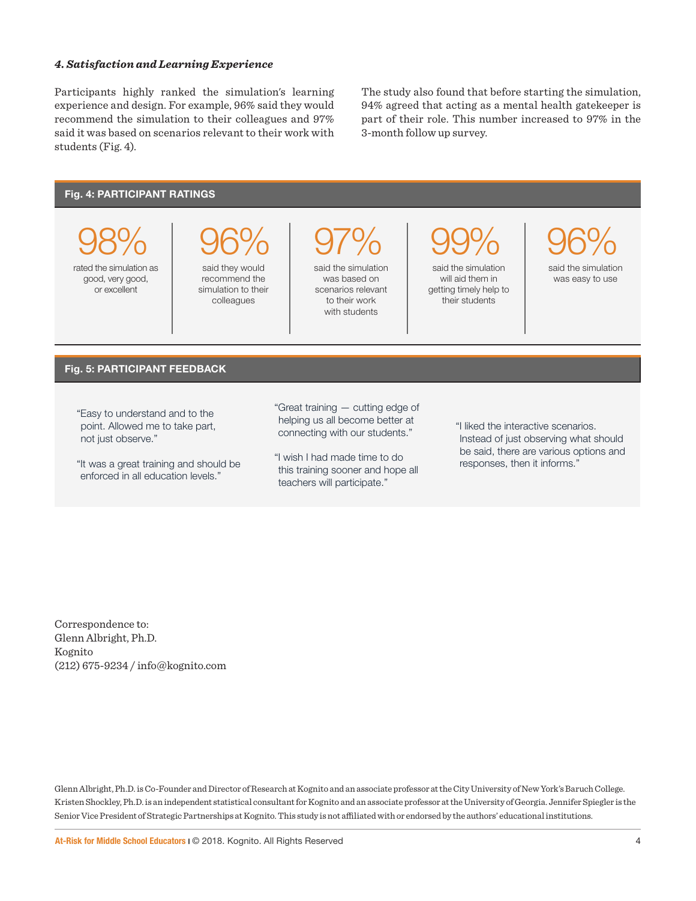### *4. Satisfaction and Learning Experience*

Participants highly ranked the simulation's learning experience and design. For example, 96% said they would recommend the simulation to their colleagues and 97% said it was based on scenarios relevant to their work with students (Fig. 4).

The study also found that before starting the simulation, 94% agreed that acting as a mental health gatekeeper is part of their role. This number increased to 97% in the 3-month follow up survey.

**Fig. 4: PARTICIPANT RATINGS**

**98%** rated the simulation as good, very good, or excellent

**96%** said they would recommend the simulation to their colleagues

**97%** said the simulation was based on scenarios relevant to their work with students

**99%** said the simulation will aid them in getting timely help to their students

**96%** said the simulation was easy to use

**Fig. 5: PARTICIPANT FEEDBACK**

"Easy to understand and to the point. Allowed me to take part, not just observe."

"It was a great training and should be enforced in all education levels."

"Great training — cutting edge of helping us all become better at connecting with our students."

"I wish I had made time to do this training sooner and hope all teachers will participate."

"I liked the interactive scenarios. Instead of just observing what should be said, there are various options and responses, then it informs."

Correspondence to:
Glenn Albright, Ph.D.
Kognito
(212) 675-9234 / info@kognito.com

Glenn Albright, Ph.D. is Co-Founder and Director of Research at Kognito and an associate professor at the City University of New York's Baruch College. Kristen Shockley, Ph.D. is an independent statistical consultant for Kognito and an associate professor at the University of Georgia. Jennifer Spiegler is the Senior Vice President of Strategic Partnerships at Kognito. This study is not affiliated with or endorsed by the authors' educational institutions.